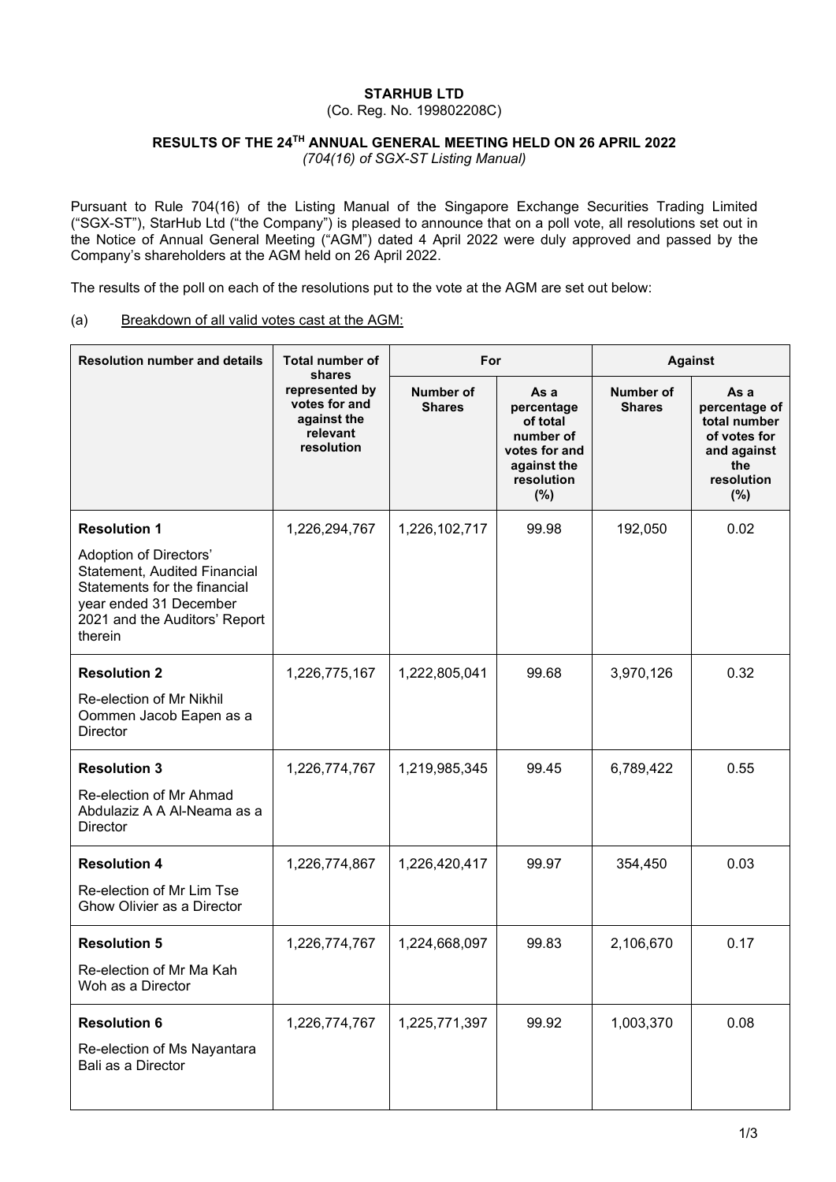**STARHUB LTD**
(Co. Reg. No. 199802208C)

**RESULTS OF THE 24TH ANNUAL GENERAL MEETING HELD ON 26 APRIL 2022**
*(704(16) of SGX-ST Listing Manual)*

Pursuant to Rule 704(16) of the Listing Manual of the Singapore Exchange Securities Trading Limited ("SGX-ST"), StarHub Ltd ("the Company") is pleased to announce that on a poll vote, all resolutions set out in the Notice of Annual General Meeting ("AGM") dated 4 April 2022 were duly approved and passed by the Company's shareholders at the AGM held on 26 April 2022.

The results of the poll on each of the resolutions put to the vote at the AGM are set out below:

(a) Breakdown of all valid votes cast at the AGM:

| Resolution number and details | Total number of shares represented by votes for and against the relevant resolution | For | | Against | |
|---|---|---|---|---|---|
| | | Number of Shares | As a percentage of total number of votes for and against the resolution (%) | Number of Shares | As a percentage of total number of votes for and against the resolution (%) |
| **Resolution 1** Adoption of Directors' Statement, Audited Financial Statements for the financial year ended 31 December 2021 and the Auditors' Report therein | 1,226,294,767 | 1,226,102,717 | 99.98 | 192,050 | 0.02 |
| **Resolution 2** Re-election of Mr Nikhil Oommen Jacob Eapen as a Director | 1,226,775,167 | 1,222,805,041 | 99.68 | 3,970,126 | 0.32 |
| **Resolution 3** Re-election of Mr Ahmad Abdulaziz A A Al-Neama as a Director | 1,226,774,767 | 1,219,985,345 | 99.45 | 6,789,422 | 0.55 |
| **Resolution 4** Re-election of Mr Lim Tse Ghow Olivier as a Director | 1,226,774,867 | 1,226,420,417 | 99.97 | 354,450 | 0.03 |
| **Resolution 5** Re-election of Mr Ma Kah Woh as a Director | 1,226,774,767 | 1,224,668,097 | 99.83 | 2,106,670 | 0.17 |
| **Resolution 6** Re-election of Ms Nayantara Bali as a Director | 1,226,774,767 | 1,225,771,397 | 99.92 | 1,003,370 | 0.08 |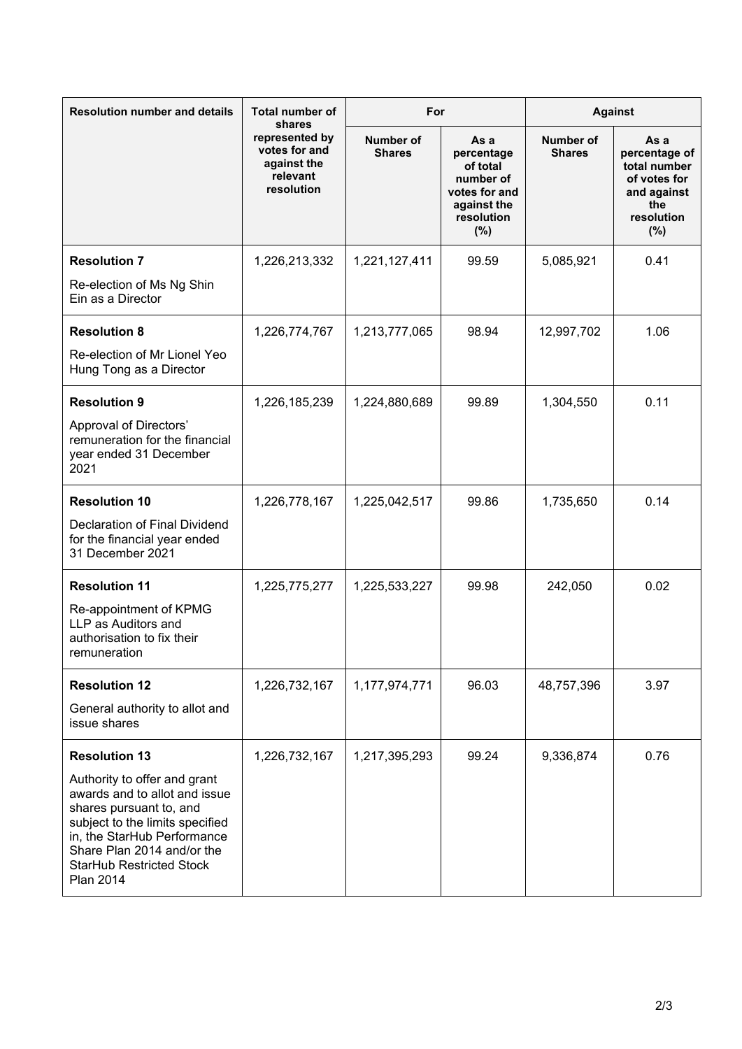| Resolution number and details | Total number of shares represented by votes for and against the relevant resolution | For | | Against | |
|---|---|---|---|---|---|
| | | Number of Shares | As a percentage of total number of votes for and against the resolution (%) | Number of Shares | As a percentage of total number of votes for and against the resolution (%) |
| **Resolution 7**<br>Re-election of Ms Ng Shin Ein as a Director | 1,226,213,332 | 1,221,127,411 | 99.59 | 5,085,921 | 0.41 |
| **Resolution 8**<br>Re-election of Mr Lionel Yeo Hung Tong as a Director | 1,226,774,767 | 1,213,777,065 | 98.94 | 12,997,702 | 1.06 |
| **Resolution 9**<br>Approval of Directors' remuneration for the financial year ended 31 December 2021 | 1,226,185,239 | 1,224,880,689 | 99.89 | 1,304,550 | 0.11 |
| **Resolution 10**<br>Declaration of Final Dividend for the financial year ended 31 December 2021 | 1,226,778,167 | 1,225,042,517 | 99.86 | 1,735,650 | 0.14 |
| **Resolution 11**<br>Re-appointment of KPMG LLP as Auditors and authorisation to fix their remuneration | 1,225,775,277 | 1,225,533,227 | 99.98 | 242,050 | 0.02 |
| **Resolution 12**<br>General authority to allot and issue shares | 1,226,732,167 | 1,177,974,771 | 96.03 | 48,757,396 | 3.97 |
| **Resolution 13**<br>Authority to offer and grant awards and to allot and issue shares pursuant to, and subject to the limits specified in, the StarHub Performance Share Plan 2014 and/or the StarHub Restricted Stock Plan 2014 | 1,226,732,167 | 1,217,395,293 | 99.24 | 9,336,874 | 0.76 |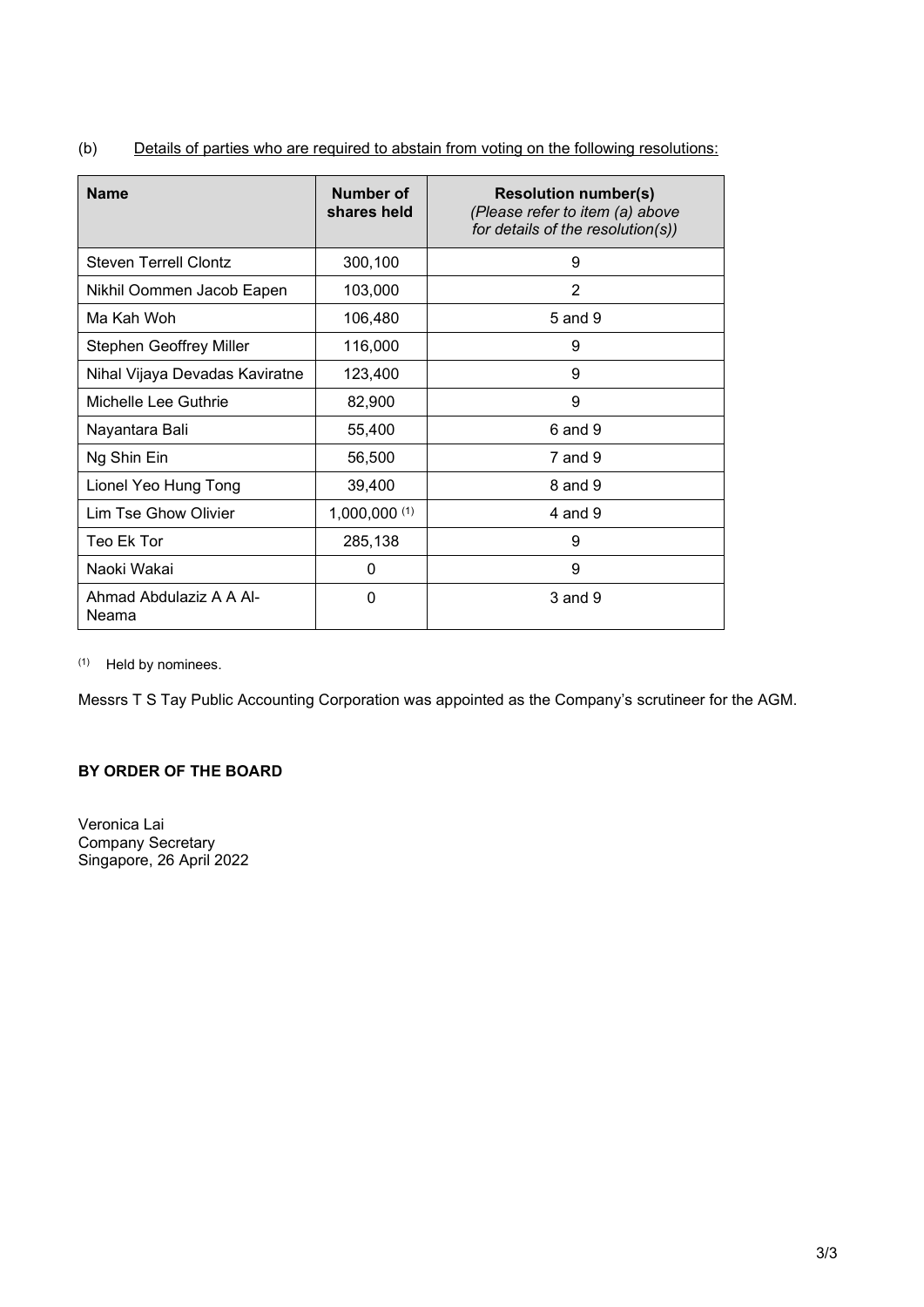(b) Details of parties who are required to abstain from voting on the following resolutions:

| Name | Number of shares held | Resolution number(s) *(Please refer to item (a) above for details of the resolution(s))* |
|---|---|---|
| Steven Terrell Clontz | 300,100 | 9 |
| Nikhil Oommen Jacob Eapen | 103,000 | 2 |
| Ma Kah Woh | 106,480 | 5 and 9 |
| Stephen Geoffrey Miller | 116,000 | 9 |
| Nihal Vijaya Devadas Kaviratne | 123,400 | 9 |
| Michelle Lee Guthrie | 82,900 | 9 |
| Nayantara Bali | 55,400 | 6 and 9 |
| Ng Shin Ein | 56,500 | 7 and 9 |
| Lionel Yeo Hung Tong | 39,400 | 8 and 9 |
| Lim Tse Ghow Olivier | 1,000,000 [1] | 4 and 9 |
| Teo Ek Tor | 285,138 | 9 |
| Naoki Wakai | 0 | 9 |
| Ahmad Abdulaziz A A Al-Neama | 0 | 3 and 9 |

[1] Held by nominees.

Messrs T S Tay Public Accounting Corporation was appointed as the Company's scrutineer for the AGM.

**BY ORDER OF THE BOARD**

Veronica Lai
Company Secretary
Singapore, 26 April 2022